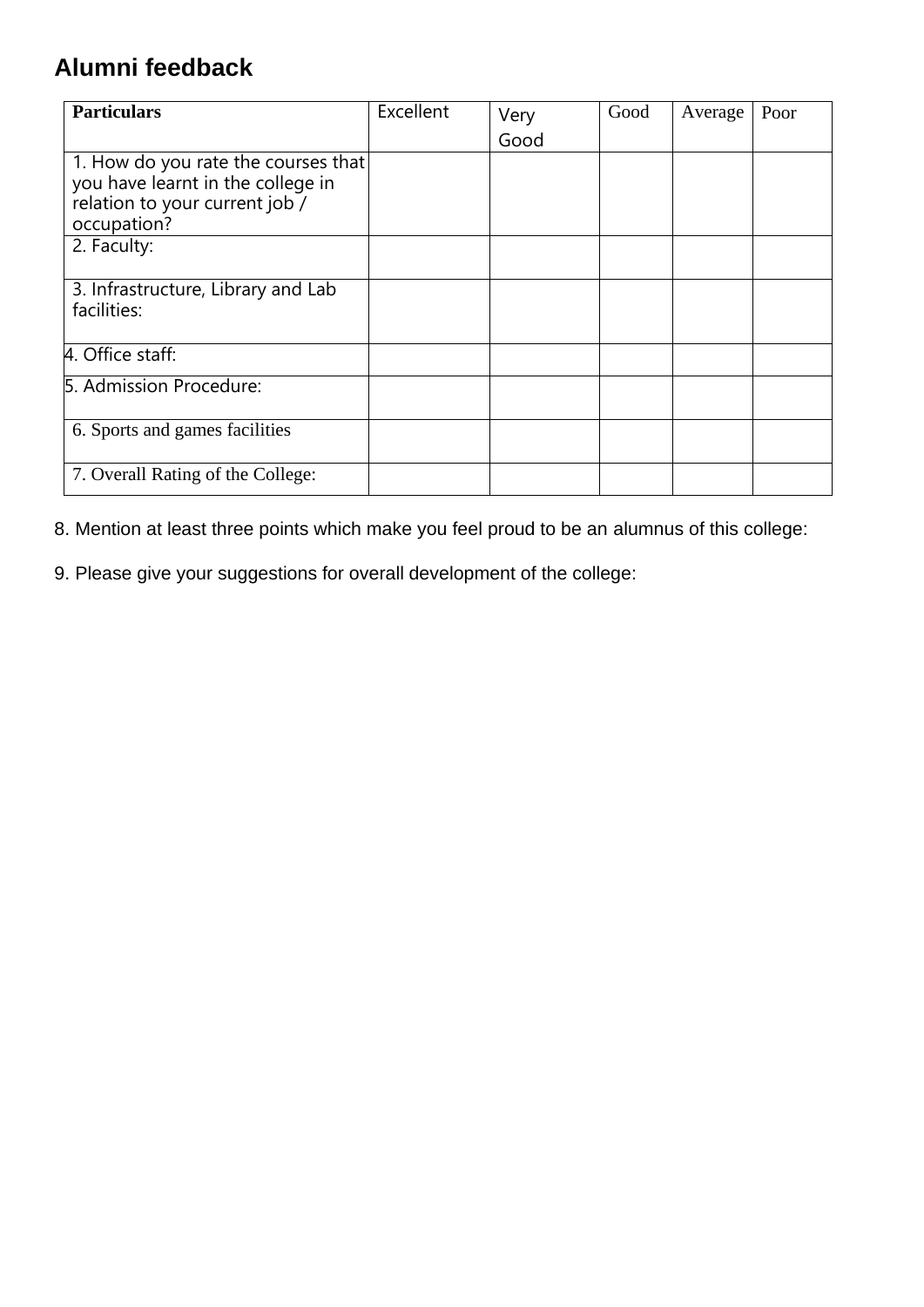# Alumni feedback

| Particulars | Excellent | Very Good | Good | Average | Poor |
|---|---|---|---|---|---|
| 1. How do you rate the courses that you have learnt in the college in relation to your current job / occupation? | | | | | |
| 2. Faculty: | | | | | |
| 3. Infrastructure, Library and Lab facilities: | | | | | |
| 4. Office staff: | | | | | |
| 5. Admission Procedure: | | | | | |
| 6. Sports and games facilities | | | | | |
| 7. Overall Rating of the College: | | | | | |

8. Mention at least three points which make you feel proud to be an alumnus of this college:

9. Please give your suggestions for overall development of the college: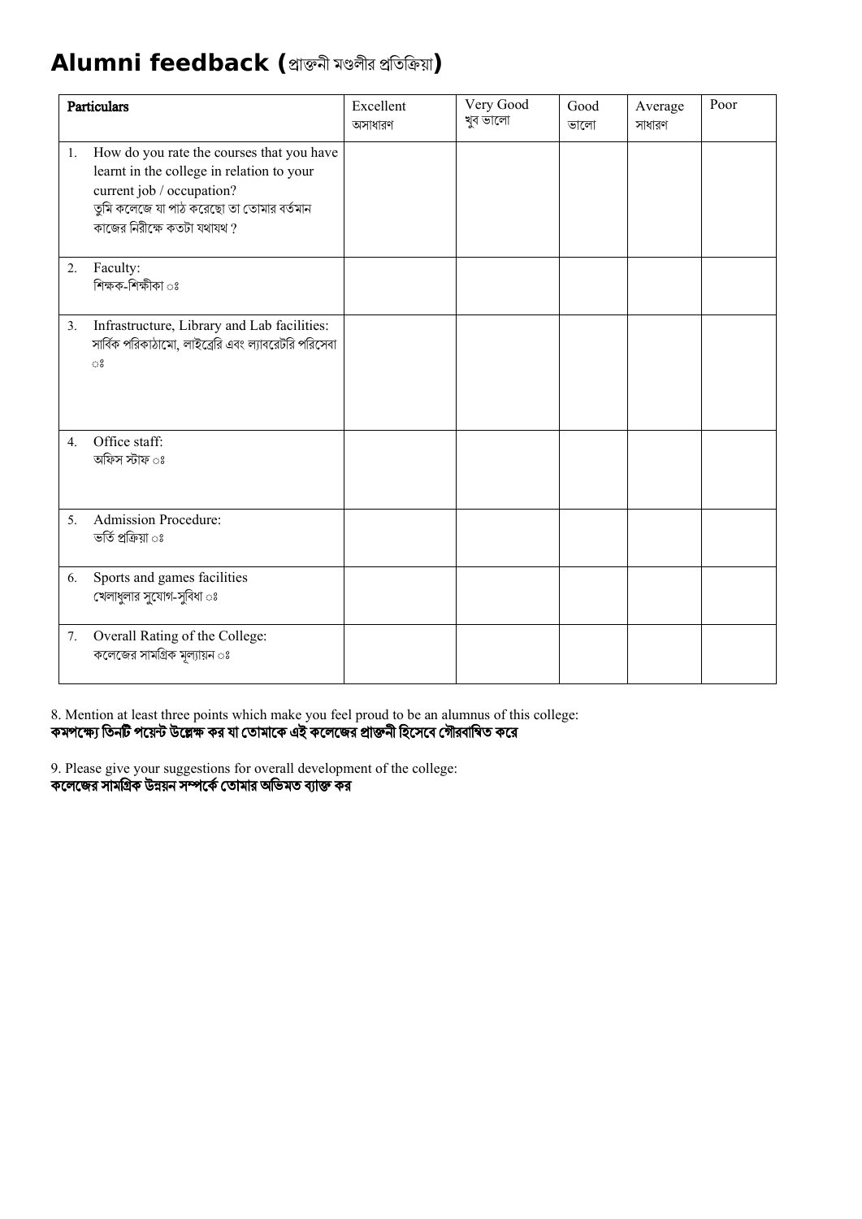# Alumni feedback (প্রাক্তনী মণ্ডলীর প্রতিক্রিয়া)

| Particulars | Excellent অসাধারণ | Very Good খুব ভালো | Good ভালো | Average সাধারণ | Poor |
|---|---|---|---|---|---|
| 1. How do you rate the courses that you have learnt in the college in relation to your current job / occupation? তুমি কলেজে যা পাঠ করেছো তা তোমার বর্তমান কাজের নিরীক্ষে কতটা যথাযথ ? | | | | | |
| 2. Faculty: শিক্ষক-শিক্ষীকা ঃ | | | | | |
| 3. Infrastructure, Library and Lab facilities: সার্বিক পরিকাঠামো, লাইব্রেরি এবং ল্যাবরেটরি পরিসেবা ঃ | | | | | |
| 4. Office staff: অফিস স্টাফ ঃ | | | | | |
| 5. Admission Procedure: ভর্তি প্রক্রিয়া ঃ | | | | | |
| 6. Sports and games facilities খেলাধুলার সুযোগ-সুবিধা ঃ | | | | | |
| 7. Overall Rating of the College: কলেজের সামগ্রিক মূল্যায়ন ঃ | | | | | |

8. Mention at least three points which make you feel proud to be an alumnus of this college:
**কমপক্ষ্যে তিনটি পয়েন্ট উল্লেক্ষ কর যা তোমাকে এই কলেজের প্রাক্তনী হিসেবে গৌরবান্বিত করে**

9. Please give your suggestions for overall development of the college:
**কলেজের সামগ্রিক উন্নয়ন সম্পর্কে তোমার অভিমত ব্যাক্ত কর**